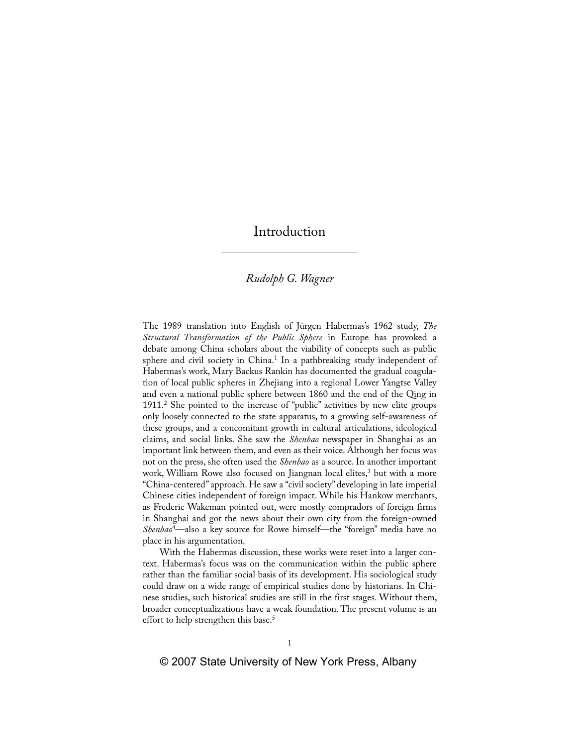# Introduction

*Rudolph G. Wagner*

The 1989 translation into English of Jürgen Habermas's 1962 study, *The Structural Transformation of the Public Sphere* in Europe has provoked a debate among China scholars about the viability of concepts such as public sphere and civil society in China.[1] In a pathbreaking study independent of Habermas's work, Mary Backus Rankin has documented the gradual coagulation of local public spheres in Zhejiang into a regional Lower Yangtse Valley and even a national public sphere between 1860 and the end of the Qing in 1911.[2] She pointed to the increase of "public" activities by new elite groups only loosely connected to the state apparatus, to a growing self-awareness of these groups, and a concomitant growth in cultural articulations, ideological claims, and social links. She saw the *Shenbao* newspaper in Shanghai as an important link between them, and even as their voice. Although her focus was not on the press, she often used the *Shenbao* as a source. In another important work, William Rowe also focused on Jiangnan local elites,[3] but with a more "China-centered" approach. He saw a "civil society" developing in late imperial Chinese cities independent of foreign impact. While his Hankow merchants, as Frederic Wakeman pointed out, were mostly compradors of foreign firms in Shanghai and got the news about their own city from the foreign-owned *Shenbao*[4]—also a key source for Rowe himself—the "foreign" media have no place in his argumentation.

With the Habermas discussion, these works were reset into a larger context. Habermas's focus was on the communication within the public sphere rather than the familiar social basis of its development. His sociological study could draw on a wide range of empirical studies done by historians. In Chinese studies, such historical studies are still in the first stages. Without them, broader conceptualizations have a weak foundation. The present volume is an effort to help strengthen this base.[5]

© 2007 State University of New York Press, Albany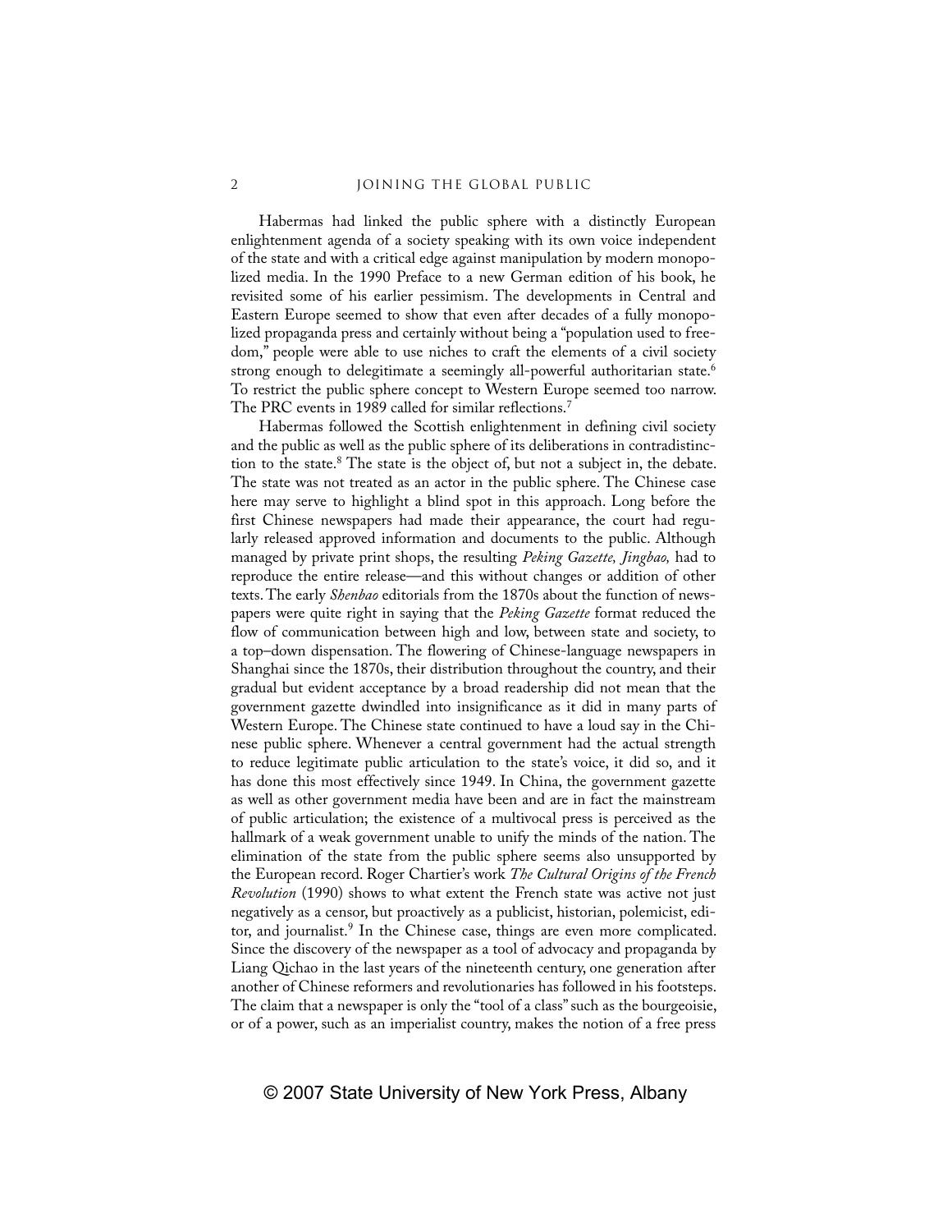Habermas had linked the public sphere with a distinctly European enlightenment agenda of a society speaking with its own voice independent of the state and with a critical edge against manipulation by modern monopolized media. In the 1990 Preface to a new German edition of his book, he revisited some of his earlier pessimism. The developments in Central and Eastern Europe seemed to show that even after decades of a fully monopolized propaganda press and certainly without being a "population used to freedom," people were able to use niches to craft the elements of a civil society strong enough to delegitimate a seemingly all-powerful authoritarian state.[6] To restrict the public sphere concept to Western Europe seemed too narrow. The PRC events in 1989 called for similar reflections.[7]

Habermas followed the Scottish enlightenment in defining civil society and the public as well as the public sphere of its deliberations in contradistinction to the state.[8] The state is the object of, but not a subject in, the debate. The state was not treated as an actor in the public sphere. The Chinese case here may serve to highlight a blind spot in this approach. Long before the first Chinese newspapers had made their appearance, the court had regularly released approved information and documents to the public. Although managed by private print shops, the resulting *Peking Gazette, Jingbao,* had to reproduce the entire release—and this without changes or addition of other texts. The early *Shenbao* editorials from the 1870s about the function of newspapers were quite right in saying that the *Peking Gazette* format reduced the flow of communication between high and low, between state and society, to a top–down dispensation. The flowering of Chinese-language newspapers in Shanghai since the 1870s, their distribution throughout the country, and their gradual but evident acceptance by a broad readership did not mean that the government gazette dwindled into insignificance as it did in many parts of Western Europe. The Chinese state continued to have a loud say in the Chinese public sphere. Whenever a central government had the actual strength to reduce legitimate public articulation to the state's voice, it did so, and it has done this most effectively since 1949. In China, the government gazette as well as other government media have been and are in fact the mainstream of public articulation; the existence of a multivocal press is perceived as the hallmark of a weak government unable to unify the minds of the nation. The elimination of the state from the public sphere seems also unsupported by the European record. Roger Chartier's work *The Cultural Origins of the French Revolution* (1990) shows to what extent the French state was active not just negatively as a censor, but proactively as a publicist, historian, polemicist, editor, and journalist.[9] In the Chinese case, things are even more complicated. Since the discovery of the newspaper as a tool of advocacy and propaganda by Liang Qichao in the last years of the nineteenth century, one generation after another of Chinese reformers and revolutionaries has followed in his footsteps. The claim that a newspaper is only the "tool of a class" such as the bourgeoisie, or of a power, such as an imperialist country, makes the notion of a free press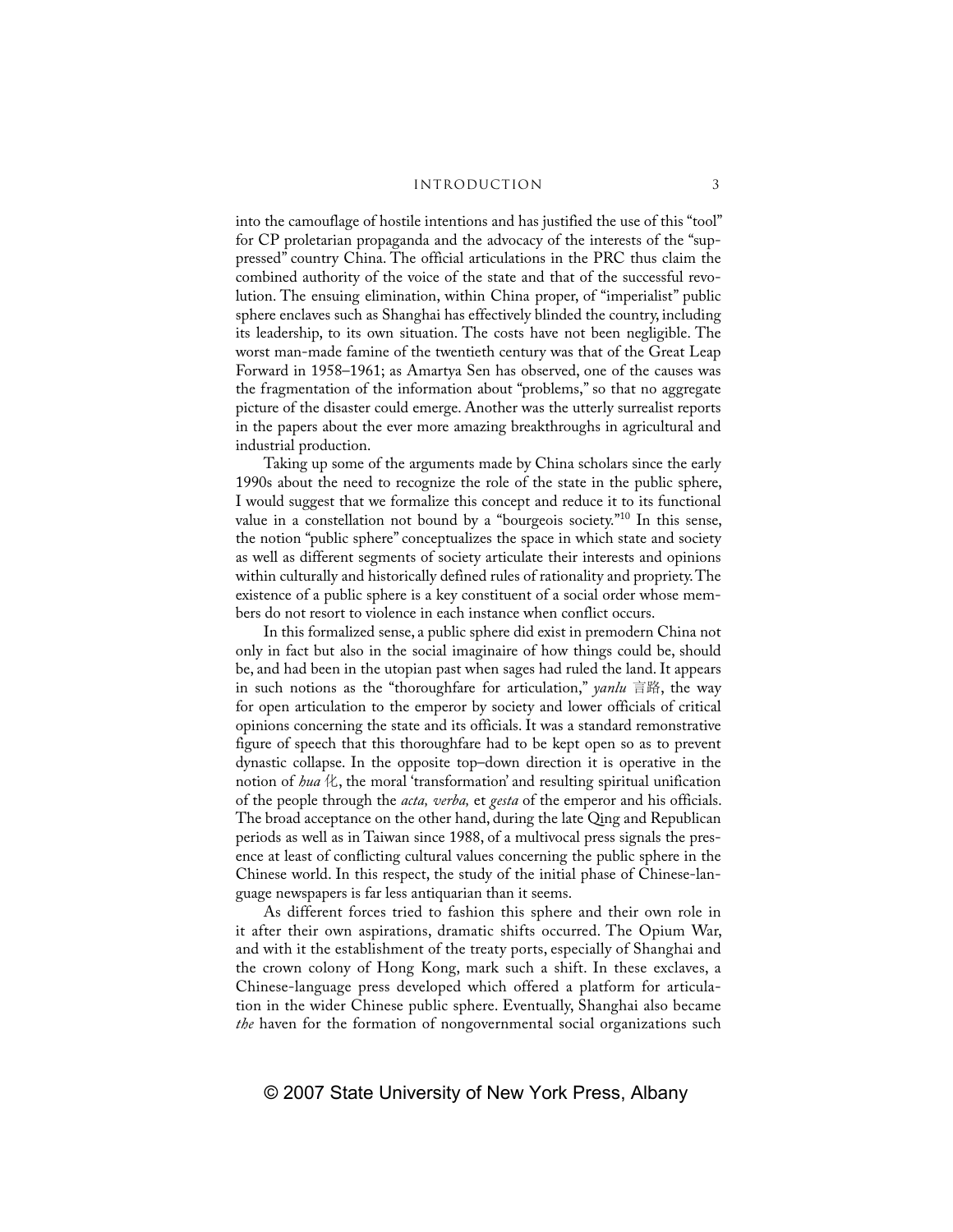into the camouflage of hostile intentions and has justified the use of this "tool" for CP proletarian propaganda and the advocacy of the interests of the "suppressed" country China. The official articulations in the PRC thus claim the combined authority of the voice of the state and that of the successful revolution. The ensuing elimination, within China proper, of "imperialist" public sphere enclaves such as Shanghai has effectively blinded the country, including its leadership, to its own situation. The costs have not been negligible. The worst man-made famine of the twentieth century was that of the Great Leap Forward in 1958–1961; as Amartya Sen has observed, one of the causes was the fragmentation of the information about "problems," so that no aggregate picture of the disaster could emerge. Another was the utterly surrealist reports in the papers about the ever more amazing breakthroughs in agricultural and industrial production.

Taking up some of the arguments made by China scholars since the early 1990s about the need to recognize the role of the state in the public sphere, I would suggest that we formalize this concept and reduce it to its functional value in a constellation not bound by a "bourgeois society."[10] In this sense, the notion "public sphere" conceptualizes the space in which state and society as well as different segments of society articulate their interests and opinions within culturally and historically defined rules of rationality and propriety. The existence of a public sphere is a key constituent of a social order whose members do not resort to violence in each instance when conflict occurs.

In this formalized sense, a public sphere did exist in premodern China not only in fact but also in the social imaginaire of how things could be, should be, and had been in the utopian past when sages had ruled the land. It appears in such notions as the "thoroughfare for articulation," *yanlu* 言路, the way for open articulation to the emperor by society and lower officials of critical opinions concerning the state and its officials. It was a standard remonstrative figure of speech that this thoroughfare had to be kept open so as to prevent dynastic collapse. In the opposite top–down direction it is operative in the notion of *hua* 化, the moral 'transformation' and resulting spiritual unification of the people through the *acta, verba,* et *gesta* of the emperor and his officials. The broad acceptance on the other hand, during the late Qing and Republican periods as well as in Taiwan since 1988, of a multivocal press signals the presence at least of conflicting cultural values concerning the public sphere in the Chinese world. In this respect, the study of the initial phase of Chinese-language newspapers is far less antiquarian than it seems.

As different forces tried to fashion this sphere and their own role in it after their own aspirations, dramatic shifts occurred. The Opium War, and with it the establishment of the treaty ports, especially of Shanghai and the crown colony of Hong Kong, mark such a shift. In these exclaves, a Chinese-language press developed which offered a platform for articulation in the wider Chinese public sphere. Eventually, Shanghai also became *the* haven for the formation of nongovernmental social organizations such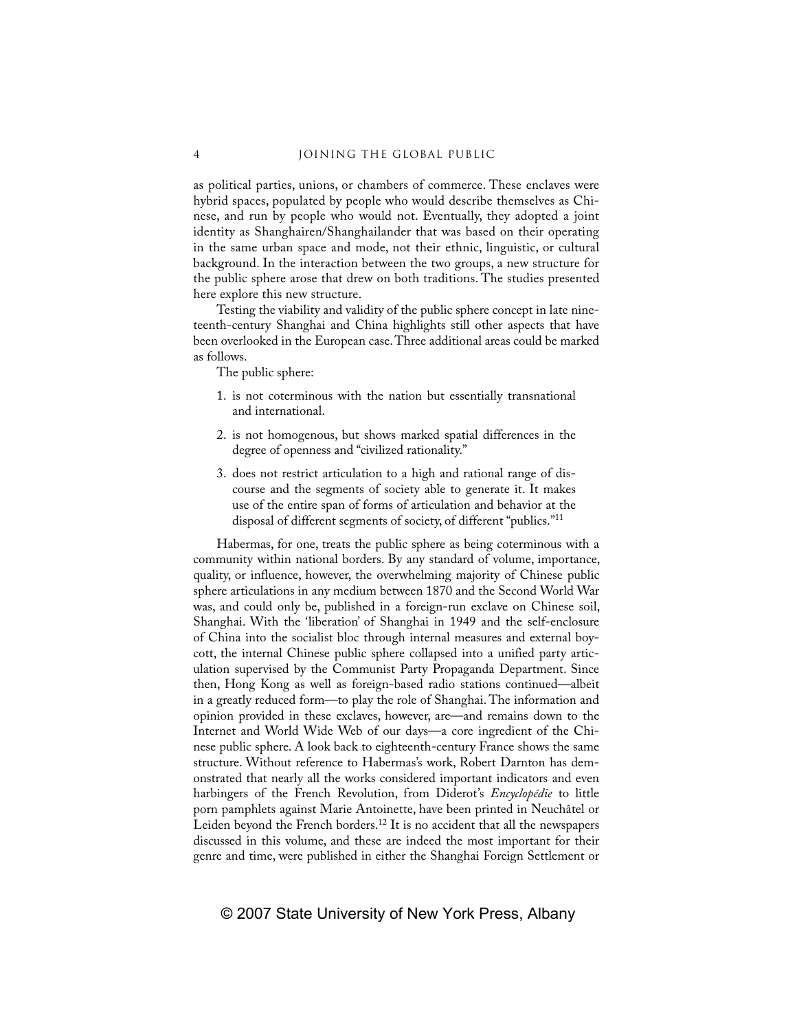as political parties, unions, or chambers of commerce. These enclaves were hybrid spaces, populated by people who would describe themselves as Chinese, and run by people who would not. Eventually, they adopted a joint identity as Shanghairen/Shanghailander that was based on their operating in the same urban space and mode, not their ethnic, linguistic, or cultural background. In the interaction between the two groups, a new structure for the public sphere arose that drew on both traditions. The studies presented here explore this new structure.

Testing the viability and validity of the public sphere concept in late nineteenth-century Shanghai and China highlights still other aspects that have been overlooked in the European case. Three additional areas could be marked as follows.

The public sphere:

1. is not coterminous with the nation but essentially transnational and international.
2. is not homogenous, but shows marked spatial differences in the degree of openness and "civilized rationality."
3. does not restrict articulation to a high and rational range of discourse and the segments of society able to generate it. It makes use of the entire span of forms of articulation and behavior at the disposal of different segments of society, of different "publics."[11]

Habermas, for one, treats the public sphere as being coterminous with a community within national borders. By any standard of volume, importance, quality, or influence, however, the overwhelming majority of Chinese public sphere articulations in any medium between 1870 and the Second World War was, and could only be, published in a foreign-run exclave on Chinese soil, Shanghai. With the 'liberation' of Shanghai in 1949 and the self-enclosure of China into the socialist bloc through internal measures and external boycott, the internal Chinese public sphere collapsed into a unified party articulation supervised by the Communist Party Propaganda Department. Since then, Hong Kong as well as foreign-based radio stations continued—albeit in a greatly reduced form—to play the role of Shanghai. The information and opinion provided in these exclaves, however, are—and remains down to the Internet and World Wide Web of our days—a core ingredient of the Chinese public sphere. A look back to eighteenth-century France shows the same structure. Without reference to Habermas's work, Robert Darnton has demonstrated that nearly all the works considered important indicators and even harbingers of the French Revolution, from Diderot's *Encyclopédie* to little porn pamphlets against Marie Antoinette, have been printed in Neuchâtel or Leiden beyond the French borders.[12] It is no accident that all the newspapers discussed in this volume, and these are indeed the most important for their genre and time, were published in either the Shanghai Foreign Settlement or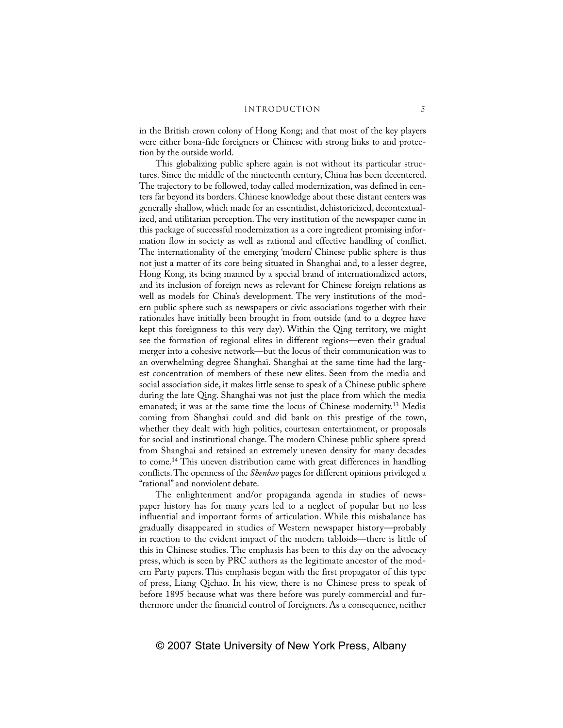in the British crown colony of Hong Kong; and that most of the key players were either bona-fide foreigners or Chinese with strong links to and protection by the outside world.

This globalizing public sphere again is not without its particular structures. Since the middle of the nineteenth century, China has been decentered. The trajectory to be followed, today called modernization, was defined in centers far beyond its borders. Chinese knowledge about these distant centers was generally shallow, which made for an essentialist, dehistoricized, decontextualized, and utilitarian perception. The very institution of the newspaper came in this package of successful modernization as a core ingredient promising information flow in society as well as rational and effective handling of conflict. The internationality of the emerging 'modern' Chinese public sphere is thus not just a matter of its core being situated in Shanghai and, to a lesser degree, Hong Kong, its being manned by a special brand of internationalized actors, and its inclusion of foreign news as relevant for Chinese foreign relations as well as models for China's development. The very institutions of the modern public sphere such as newspapers or civic associations together with their rationales have initially been brought in from outside (and to a degree have kept this foreignness to this very day). Within the Qing territory, we might see the formation of regional elites in different regions—even their gradual merger into a cohesive network—but the locus of their communication was to an overwhelming degree Shanghai. Shanghai at the same time had the largest concentration of members of these new elites. Seen from the media and social association side, it makes little sense to speak of a Chinese public sphere during the late Qing. Shanghai was not just the place from which the media emanated; it was at the same time the locus of Chinese modernity.[13] Media coming from Shanghai could and did bank on this prestige of the town, whether they dealt with high politics, courtesan entertainment, or proposals for social and institutional change. The modern Chinese public sphere spread from Shanghai and retained an extremely uneven density for many decades to come.[14] This uneven distribution came with great differences in handling conflicts. The openness of the *Shenbao* pages for different opinions privileged a "rational" and nonviolent debate.

The enlightenment and/or propaganda agenda in studies of newspaper history has for many years led to a neglect of popular but no less influential and important forms of articulation. While this misbalance has gradually disappeared in studies of Western newspaper history—probably in reaction to the evident impact of the modern tabloids—there is little of this in Chinese studies. The emphasis has been to this day on the advocacy press, which is seen by PRC authors as the legitimate ancestor of the modern Party papers. This emphasis began with the first propagator of this type of press, Liang Qichao. In his view, there is no Chinese press to speak of before 1895 because what was there before was purely commercial and furthermore under the financial control of foreigners. As a consequence, neither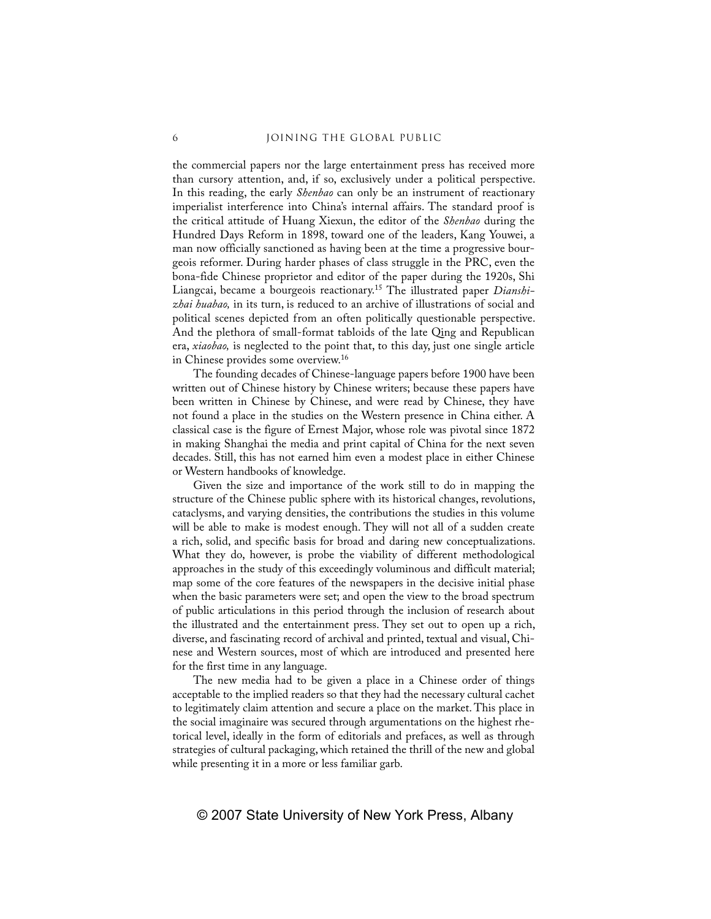the commercial papers nor the large entertainment press has received more than cursory attention, and, if so, exclusively under a political perspective. In this reading, the early *Shenbao* can only be an instrument of reactionary imperialist interference into China's internal affairs. The standard proof is the critical attitude of Huang Xiexun, the editor of the *Shenbao* during the Hundred Days Reform in 1898, toward one of the leaders, Kang Youwei, a man now officially sanctioned as having been at the time a progressive bourgeois reformer. During harder phases of class struggle in the PRC, even the bona-fide Chinese proprietor and editor of the paper during the 1920s, Shi Liangcai, became a bourgeois reactionary.[15] The illustrated paper *Dianshizhai huabao,* in its turn, is reduced to an archive of illustrations of social and political scenes depicted from an often politically questionable perspective. And the plethora of small-format tabloids of the late Qing and Republican era, *xiaobao,* is neglected to the point that, to this day, just one single article in Chinese provides some overview.[16]

The founding decades of Chinese-language papers before 1900 have been written out of Chinese history by Chinese writers; because these papers have been written in Chinese by Chinese, and were read by Chinese, they have not found a place in the studies on the Western presence in China either. A classical case is the figure of Ernest Major, whose role was pivotal since 1872 in making Shanghai the media and print capital of China for the next seven decades. Still, this has not earned him even a modest place in either Chinese or Western handbooks of knowledge.

Given the size and importance of the work still to do in mapping the structure of the Chinese public sphere with its historical changes, revolutions, cataclysms, and varying densities, the contributions the studies in this volume will be able to make is modest enough. They will not all of a sudden create a rich, solid, and specific basis for broad and daring new conceptualizations. What they do, however, is probe the viability of different methodological approaches in the study of this exceedingly voluminous and difficult material; map some of the core features of the newspapers in the decisive initial phase when the basic parameters were set; and open the view to the broad spectrum of public articulations in this period through the inclusion of research about the illustrated and the entertainment press. They set out to open up a rich, diverse, and fascinating record of archival and printed, textual and visual, Chinese and Western sources, most of which are introduced and presented here for the first time in any language.

The new media had to be given a place in a Chinese order of things acceptable to the implied readers so that they had the necessary cultural cachet to legitimately claim attention and secure a place on the market. This place in the social imaginaire was secured through argumentations on the highest rhetorical level, ideally in the form of editorials and prefaces, as well as through strategies of cultural packaging, which retained the thrill of the new and global while presenting it in a more or less familiar garb.

© 2007 State University of New York Press, Albany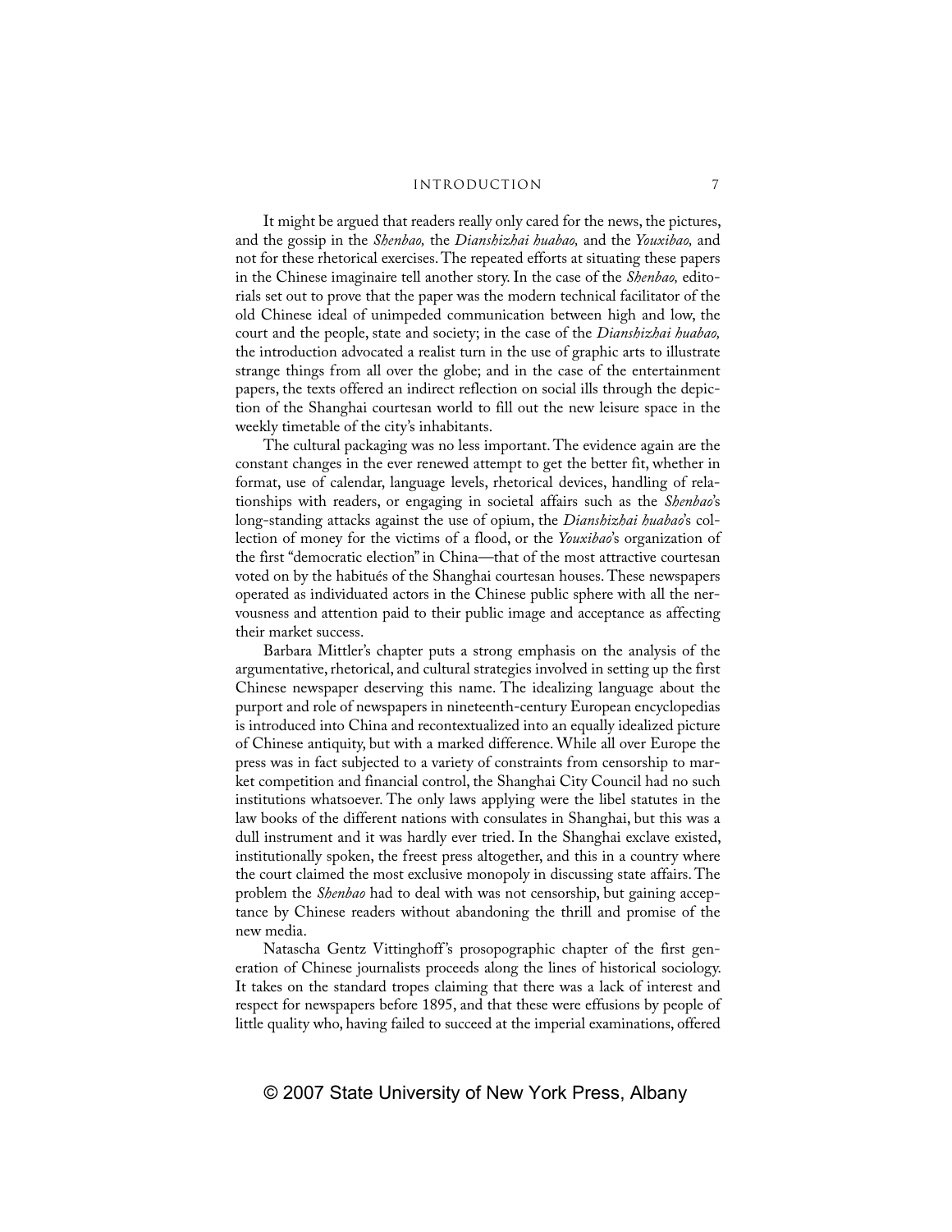It might be argued that readers really only cared for the news, the pictures, and the gossip in the *Shenbao,* the *Dianshizhai huabao,* and the *Youxibao,* and not for these rhetorical exercises. The repeated efforts at situating these papers in the Chinese imaginaire tell another story. In the case of the *Shenbao,* editorials set out to prove that the paper was the modern technical facilitator of the old Chinese ideal of unimpeded communication between high and low, the court and the people, state and society; in the case of the *Dianshizhai huabao,* the introduction advocated a realist turn in the use of graphic arts to illustrate strange things from all over the globe; and in the case of the entertainment papers, the texts offered an indirect reflection on social ills through the depiction of the Shanghai courtesan world to fill out the new leisure space in the weekly timetable of the city's inhabitants.

The cultural packaging was no less important. The evidence again are the constant changes in the ever renewed attempt to get the better fit, whether in format, use of calendar, language levels, rhetorical devices, handling of relationships with readers, or engaging in societal affairs such as the *Shenbao*'s long-standing attacks against the use of opium, the *Dianshizhai huabao*'s collection of money for the victims of a flood, or the *Youxibao*'s organization of the first "democratic election" in China—that of the most attractive courtesan voted on by the habitués of the Shanghai courtesan houses. These newspapers operated as individuated actors in the Chinese public sphere with all the nervousness and attention paid to their public image and acceptance as affecting their market success.

Barbara Mittler's chapter puts a strong emphasis on the analysis of the argumentative, rhetorical, and cultural strategies involved in setting up the first Chinese newspaper deserving this name. The idealizing language about the purport and role of newspapers in nineteenth-century European encyclopedias is introduced into China and recontextualized into an equally idealized picture of Chinese antiquity, but with a marked difference. While all over Europe the press was in fact subjected to a variety of constraints from censorship to market competition and financial control, the Shanghai City Council had no such institutions whatsoever. The only laws applying were the libel statutes in the law books of the different nations with consulates in Shanghai, but this was a dull instrument and it was hardly ever tried. In the Shanghai exclave existed, institutionally spoken, the freest press altogether, and this in a country where the court claimed the most exclusive monopoly in discussing state affairs. The problem the *Shenbao* had to deal with was not censorship, but gaining acceptance by Chinese readers without abandoning the thrill and promise of the new media.

Natascha Gentz Vittinghoff's prosopographic chapter of the first generation of Chinese journalists proceeds along the lines of historical sociology. It takes on the standard tropes claiming that there was a lack of interest and respect for newspapers before 1895, and that these were effusions by people of little quality who, having failed to succeed at the imperial examinations, offered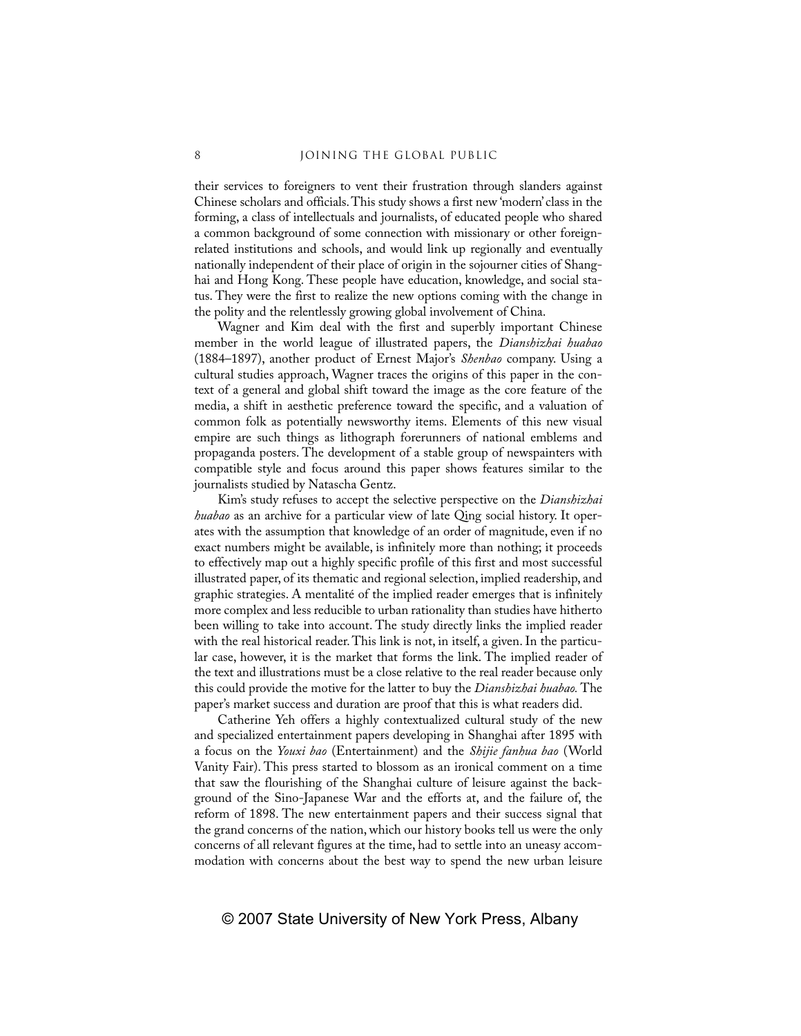their services to foreigners to vent their frustration through slanders against Chinese scholars and officials. This study shows a first new 'modern' class in the forming, a class of intellectuals and journalists, of educated people who shared a common background of some connection with missionary or other foreign-related institutions and schools, and would link up regionally and eventually nationally independent of their place of origin in the sojourner cities of Shanghai and Hong Kong. These people have education, knowledge, and social status. They were the first to realize the new options coming with the change in the polity and the relentlessly growing global involvement of China.

Wagner and Kim deal with the first and superbly important Chinese member in the world league of illustrated papers, the *Dianshizhai huabao* (1884–1897), another product of Ernest Major's *Shenbao* company. Using a cultural studies approach, Wagner traces the origins of this paper in the context of a general and global shift toward the image as the core feature of the media, a shift in aesthetic preference toward the specific, and a valuation of common folk as potentially newsworthy items. Elements of this new visual empire are such things as lithograph forerunners of national emblems and propaganda posters. The development of a stable group of newspainters with compatible style and focus around this paper shows features similar to the journalists studied by Natascha Gentz.

Kim's study refuses to accept the selective perspective on the *Dianshizhai huabao* as an archive for a particular view of late Qing social history. It operates with the assumption that knowledge of an order of magnitude, even if no exact numbers might be available, is infinitely more than nothing; it proceeds to effectively map out a highly specific profile of this first and most successful illustrated paper, of its thematic and regional selection, implied readership, and graphic strategies. A mentalité of the implied reader emerges that is infinitely more complex and less reducible to urban rationality than studies have hitherto been willing to take into account. The study directly links the implied reader with the real historical reader. This link is not, in itself, a given. In the particular case, however, it is the market that forms the link. The implied reader of the text and illustrations must be a close relative to the real reader because only this could provide the motive for the latter to buy the *Dianshizhai huabao.* The paper's market success and duration are proof that this is what readers did.

Catherine Yeh offers a highly contextualized cultural study of the new and specialized entertainment papers developing in Shanghai after 1895 with a focus on the *Youxi bao* (Entertainment) and the *Shijie fanhua bao* (World Vanity Fair). This press started to blossom as an ironical comment on a time that saw the flourishing of the Shanghai culture of leisure against the background of the Sino-Japanese War and the efforts at, and the failure of, the reform of 1898. The new entertainment papers and their success signal that the grand concerns of the nation, which our history books tell us were the only concerns of all relevant figures at the time, had to settle into an uneasy accommodation with concerns about the best way to spend the new urban leisure

© 2007 State University of New York Press, Albany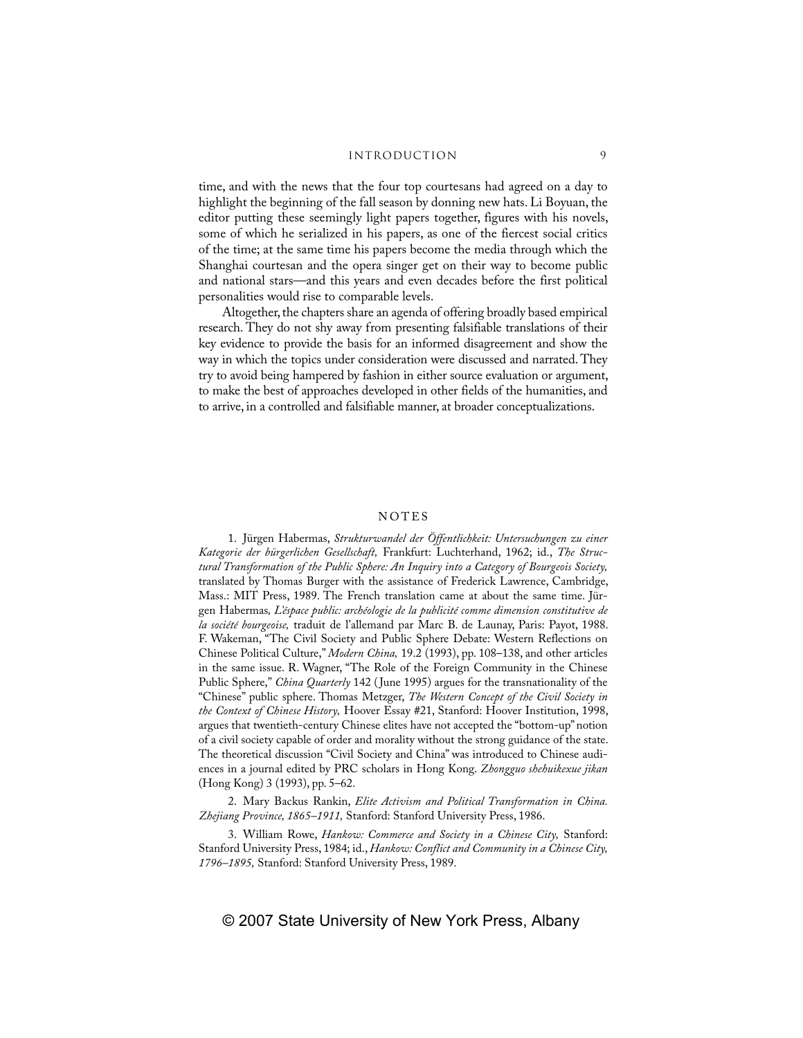time, and with the news that the four top courtesans had agreed on a day to highlight the beginning of the fall season by donning new hats. Li Boyuan, the editor putting these seemingly light papers together, figures with his novels, some of which he serialized in his papers, as one of the fiercest social critics of the time; at the same time his papers become the media through which the Shanghai courtesan and the opera singer get on their way to become public and national stars—and this years and even decades before the first political personalities would rise to comparable levels.

Altogether, the chapters share an agenda of offering broadly based empirical research. They do not shy away from presenting falsifiable translations of their key evidence to provide the basis for an informed disagreement and show the way in which the topics under consideration were discussed and narrated. They try to avoid being hampered by fashion in either source evaluation or argument, to make the best of approaches developed in other fields of the humanities, and to arrive, in a controlled and falsifiable manner, at broader conceptualizations.

## NOTES

1. Jürgen Habermas, *Strukturwandel der Öffentlichkeit: Untersuchungen zu einer Kategorie der bürgerlichen Gesellschaft,* Frankfurt: Luchterhand, 1962; id., *The Structural Transformation of the Public Sphere: An Inquiry into a Category of Bourgeois Society,* translated by Thomas Burger with the assistance of Frederick Lawrence, Cambridge, Mass.: MIT Press, 1989. The French translation came at about the same time. Jürgen Habermas, *L'éspace public: archéologie de la publicité comme dimension constitutive de la société bourgeoise,* traduit de l'allemand par Marc B. de Launay, Paris: Payot, 1988. F. Wakeman, "The Civil Society and Public Sphere Debate: Western Reflections on Chinese Political Culture," *Modern China,* 19.2 (1993), pp. 108–138, and other articles in the same issue. R. Wagner, "The Role of the Foreign Community in the Chinese Public Sphere," *China Quarterly* 142 (June 1995) argues for the transnationality of the "Chinese" public sphere. Thomas Metzger, *The Western Concept of the Civil Society in the Context of Chinese History,* Hoover Essay #21, Stanford: Hoover Institution, 1998, argues that twentieth-century Chinese elites have not accepted the "bottom-up" notion of a civil society capable of order and morality without the strong guidance of the state. The theoretical discussion "Civil Society and China" was introduced to Chinese audiences in a journal edited by PRC scholars in Hong Kong. *Zhongguo shehuikexue jikan* (Hong Kong) 3 (1993), pp. 5–62.

2. Mary Backus Rankin, *Elite Activism and Political Transformation in China. Zhejiang Province, 1865–1911,* Stanford: Stanford University Press, 1986.

3. William Rowe, *Hankow: Commerce and Society in a Chinese City,* Stanford: Stanford University Press, 1984; id., *Hankow: Conflict and Community in a Chinese City, 1796–1895,* Stanford: Stanford University Press, 1989.

© 2007 State University of New York Press, Albany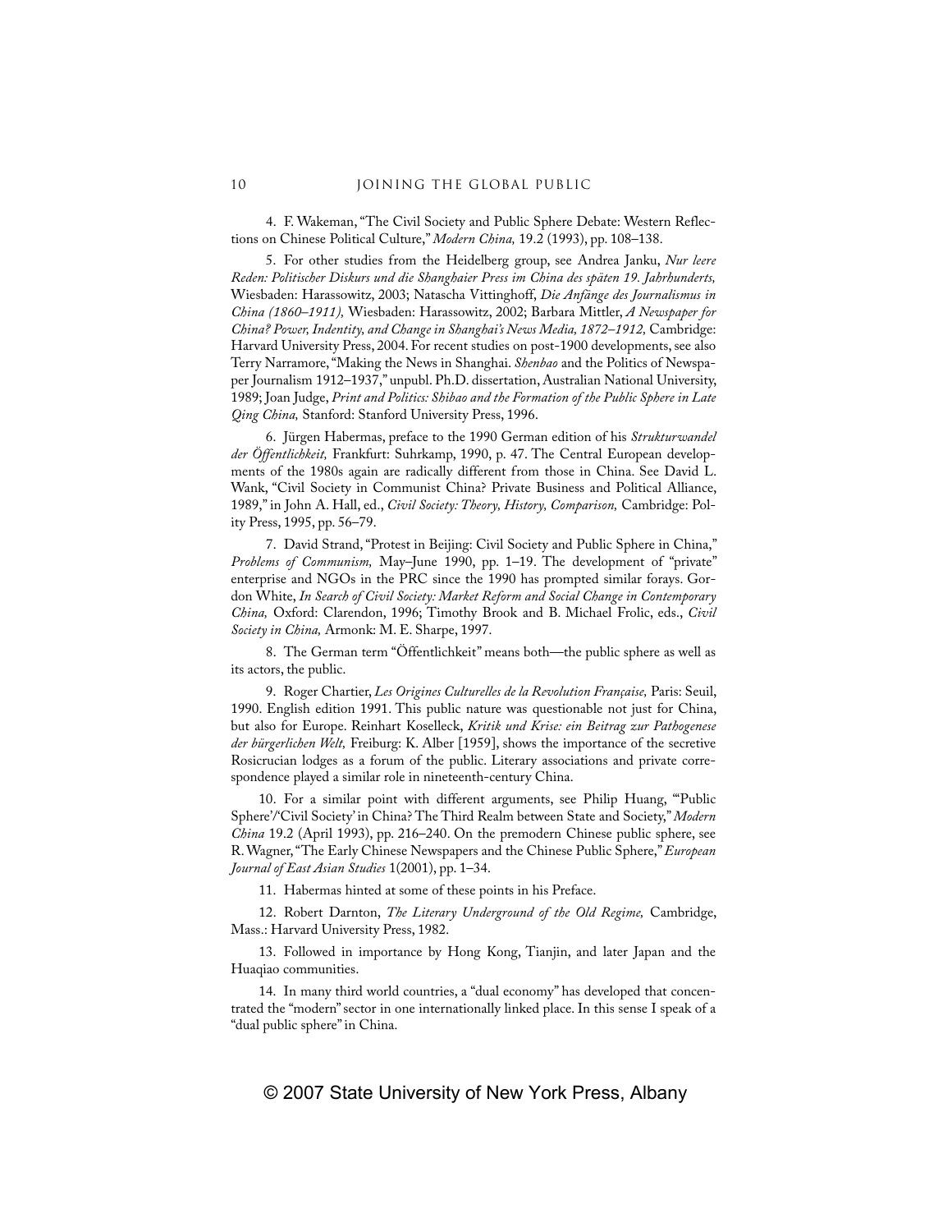4. F. Wakeman, "The Civil Society and Public Sphere Debate: Western Reflections on Chinese Political Culture," *Modern China,* 19.2 (1993), pp. 108–138.

5. For other studies from the Heidelberg group, see Andrea Janku, *Nur leere Reden: Politischer Diskurs und die Shanghaier Press im China des späten 19. Jahrhunderts,* Wiesbaden: Harassowitz, 2003; Natascha Vittinghoff, *Die Anfänge des Journalismus in China (1860–1911),* Wiesbaden: Harassowitz, 2002; Barbara Mittler, *A Newspaper for China? Power, Indentity, and Change in Shanghai's News Media, 1872–1912,* Cambridge: Harvard University Press, 2004. For recent studies on post-1900 developments, see also Terry Narramore, "Making the News in Shanghai. *Shenbao* and the Politics of Newspaper Journalism 1912–1937," unpubl. Ph.D. dissertation, Australian National University, 1989; Joan Judge, *Print and Politics: Shibao and the Formation of the Public Sphere in Late Qing China,* Stanford: Stanford University Press, 1996.

6. Jürgen Habermas, preface to the 1990 German edition of his *Strukturwandel der Öffentlichkeit,* Frankfurt: Suhrkamp, 1990, p. 47. The Central European developments of the 1980s again are radically different from those in China. See David L. Wank, "Civil Society in Communist China? Private Business and Political Alliance, 1989," in John A. Hall, ed., *Civil Society: Theory, History, Comparison,* Cambridge: Polity Press, 1995, pp. 56–79.

7. David Strand, "Protest in Beijing: Civil Society and Public Sphere in China," *Problems of Communism,* May–June 1990, pp. 1–19. The development of "private" enterprise and NGOs in the PRC since the 1990 has prompted similar forays. Gordon White, *In Search of Civil Society: Market Reform and Social Change in Contemporary China,* Oxford: Clarendon, 1996; Timothy Brook and B. Michael Frolic, eds., *Civil Society in China,* Armonk: M. E. Sharpe, 1997.

8. The German term "Öffentlichkeit" means both—the public sphere as well as its actors, the public.

9. Roger Chartier, *Les Origines Culturelles de la Revolution Française,* Paris: Seuil, 1990. English edition 1991. This public nature was questionable not just for China, but also for Europe. Reinhart Koselleck, *Kritik und Krise: ein Beitrag zur Pathogenese der bürgerlichen Welt,* Freiburg: K. Alber [1959], shows the importance of the secretive Rosicrucian lodges as a forum of the public. Literary associations and private correspondence played a similar role in nineteenth-century China.

10. For a similar point with different arguments, see Philip Huang, "'Public Sphere'/'Civil Society' in China? The Third Realm between State and Society," *Modern China* 19.2 (April 1993), pp. 216–240. On the premodern Chinese public sphere, see R. Wagner, "The Early Chinese Newspapers and the Chinese Public Sphere," *European Journal of East Asian Studies* 1(2001), pp. 1–34.

11. Habermas hinted at some of these points in his Preface.

12. Robert Darnton, *The Literary Underground of the Old Regime,* Cambridge, Mass.: Harvard University Press, 1982.

13. Followed in importance by Hong Kong, Tianjin, and later Japan and the Huaqiao communities.

14. In many third world countries, a "dual economy" has developed that concentrated the "modern" sector in one internationally linked place. In this sense I speak of a "dual public sphere" in China.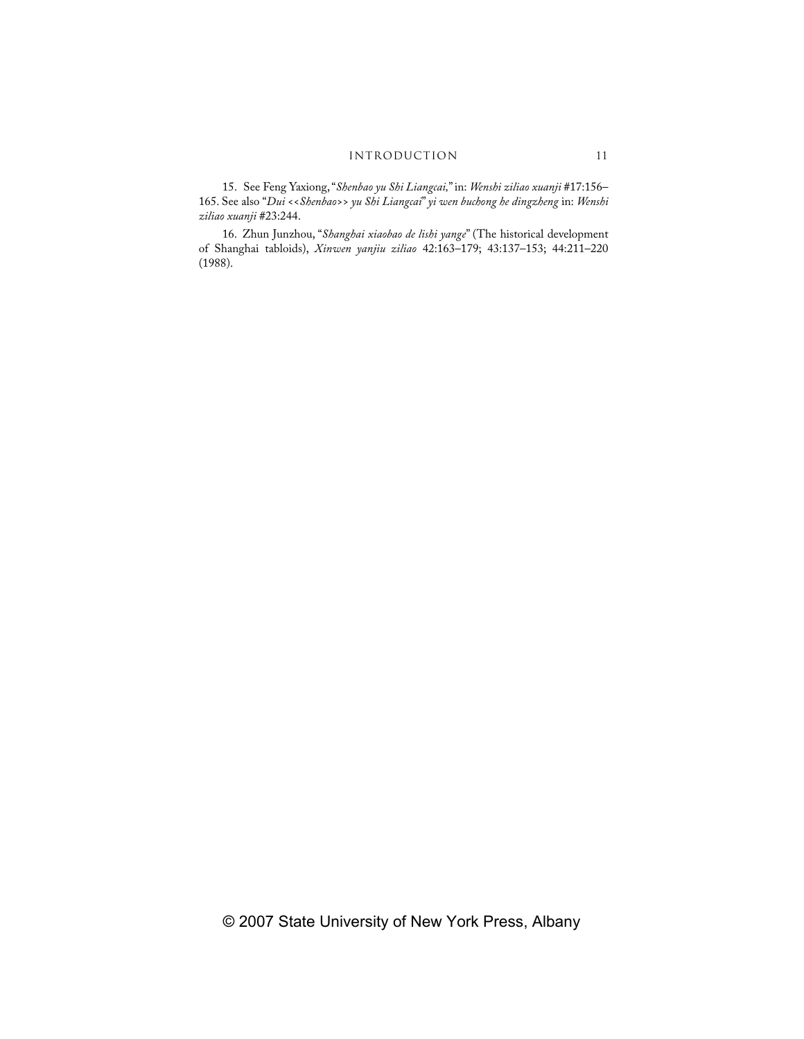15. See Feng Yaxiong, "*Shenbao yu Shi Liangcai,*" in: *Wenshi ziliao xuanji* #17:156–165. See also "*Dui <<Shenbao>> yu Shi Liangcai*" *yi wen buchong he dingzheng* in: *Wenshi ziliao xuanji* #23:244.

16. Zhun Junzhou, "*Shanghai xiaobao de lishi yange*" (The historical development of Shanghai tabloids), *Xinwen yanjiu ziliao* 42:163–179; 43:137–153; 44:211–220 (1988).

© 2007 State University of New York Press, Albany